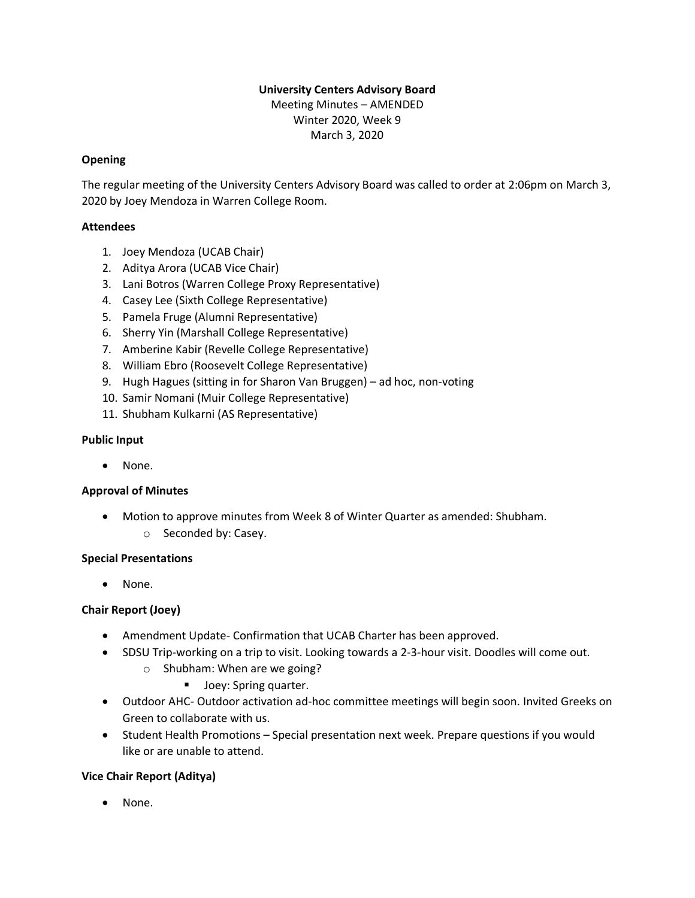# University Centers Advisory Board

Meeting Minutes – AMENDED

Winter 2020, Week 9

March 3, 2020

## Opening

The regular meeting of the University Centers Advisory Board was called to order at 2:06pm on March 3, 2020 by Joey Mendoza in Warren College Room.

## Attendees

1. Joey Mendoza (UCAB Chair)
2. Aditya Arora (UCAB Vice Chair)
3. Lani Botros (Warren College Proxy Representative)
4. Casey Lee (Sixth College Representative)
5. Pamela Fruge (Alumni Representative)
6. Sherry Yin (Marshall College Representative)
7. Amberine Kabir (Revelle College Representative)
8. William Ebro (Roosevelt College Representative)
9. Hugh Hagues (sitting in for Sharon Van Bruggen) – ad hoc, non-voting
10. Samir Nomani (Muir College Representative)
11. Shubham Kulkarni (AS Representative)

## Public Input

- None.

## Approval of Minutes

- Motion to approve minutes from Week 8 of Winter Quarter as amended: Shubham.
  - Seconded by: Casey.

## Special Presentations

- None.

## Chair Report (Joey)

- Amendment Update- Confirmation that UCAB Charter has been approved.
- SDSU Trip-working on a trip to visit. Looking towards a 2-3-hour visit. Doodles will come out.
  - Shubham: When are we going?
    - Joey: Spring quarter.
- Outdoor AHC- Outdoor activation ad-hoc committee meetings will begin soon. Invited Greeks on Green to collaborate with us.
- Student Health Promotions – Special presentation next week. Prepare questions if you would like or are unable to attend.

## Vice Chair Report (Aditya)

- None.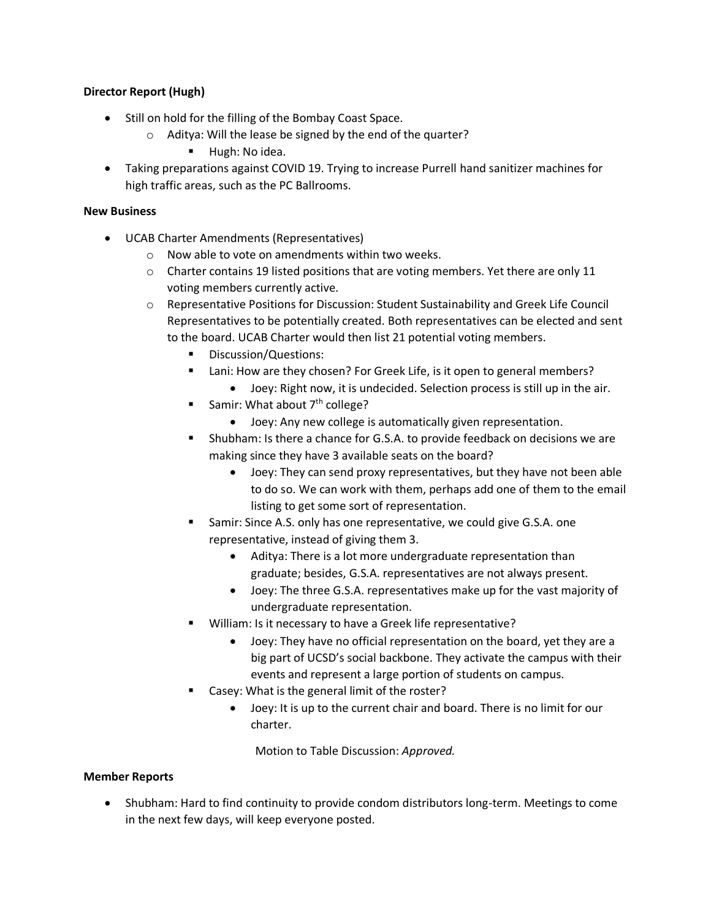**Director Report (Hugh)**

- Still on hold for the filling of the Bombay Coast Space.
    - Aditya: Will the lease be signed by the end of the quarter?
        - Hugh: No idea.
- Taking preparations against COVID 19. Trying to increase Purrell hand sanitizer machines for high traffic areas, such as the PC Ballrooms.

**New Business**

- UCAB Charter Amendments (Representatives)
    - Now able to vote on amendments within two weeks.
    - Charter contains 19 listed positions that are voting members. Yet there are only 11 voting members currently active.
    - Representative Positions for Discussion: Student Sustainability and Greek Life Council Representatives to be potentially created. Both representatives can be elected and sent to the board. UCAB Charter would then list 21 potential voting members.
        - Discussion/Questions:
        - Lani: How are they chosen? For Greek Life, is it open to general members?
            - Joey: Right now, it is undecided. Selection process is still up in the air.
        - Samir: What about 7th college?
            - Joey: Any new college is automatically given representation.
        - Shubham: Is there a chance for G.S.A. to provide feedback on decisions we are making since they have 3 available seats on the board?
            - Joey: They can send proxy representatives, but they have not been able to do so. We can work with them, perhaps add one of them to the email listing to get some sort of representation.
        - Samir: Since A.S. only has one representative, we could give G.S.A. one representative, instead of giving them 3.
            - Aditya: There is a lot more undergraduate representation than graduate; besides, G.S.A. representatives are not always present.
            - Joey: The three G.S.A. representatives make up for the vast majority of undergraduate representation.
        - William: Is it necessary to have a Greek life representative?
            - Joey: They have no official representation on the board, yet they are a big part of UCSD's social backbone. They activate the campus with their events and represent a large portion of students on campus.
        - Casey: What is the general limit of the roster?
            - Joey: It is up to the current chair and board. There is no limit for our charter.

Motion to Table Discussion: *Approved.*

**Member Reports**

- Shubham: Hard to find continuity to provide condom distributors long-term. Meetings to come in the next few days, will keep everyone posted.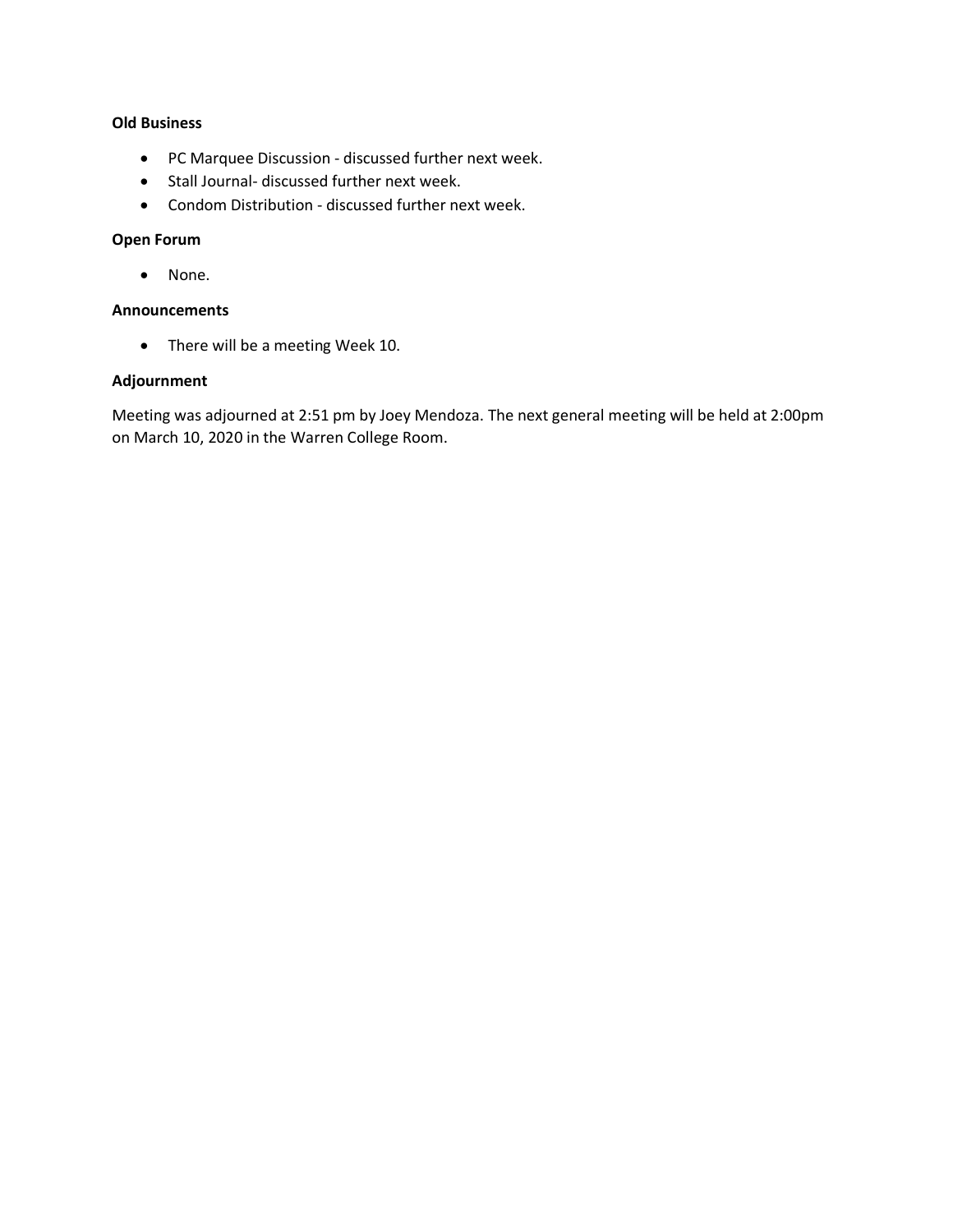**Old Business**

- PC Marquee Discussion - discussed further next week.
- Stall Journal- discussed further next week.
- Condom Distribution - discussed further next week.

**Open Forum**

- None.

**Announcements**

- There will be a meeting Week 10.

**Adjournment**

Meeting was adjourned at 2:51 pm by Joey Mendoza. The next general meeting will be held at 2:00pm on March 10, 2020 in the Warren College Room.